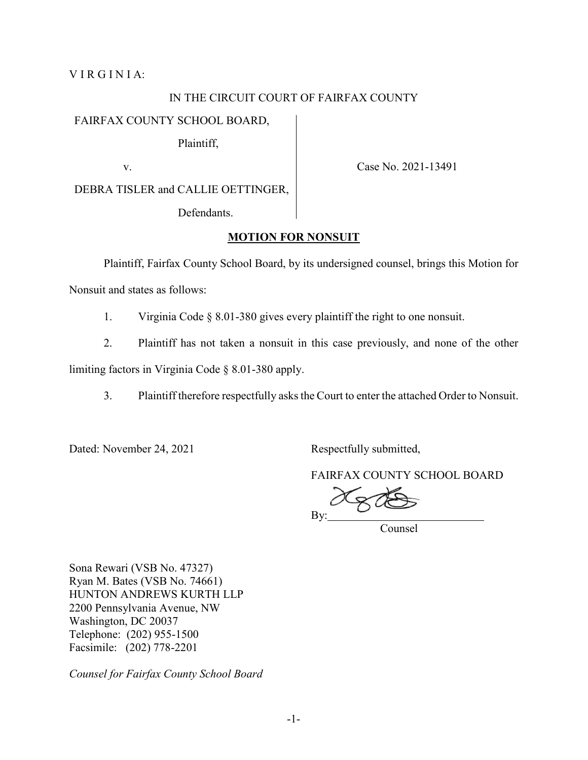VIRGINIA:

IN THE CIRCUIT COURT OF FAIRFAX COUNTY

| | |
|---|---|
| FAIRFAX COUNTY SCHOOL BOARD,<br><br>Plaintiff,<br><br>v.<br><br>DEBRA TISLER and CALLIE OETTINGER,<br><br>Defendants. | Case No. 2021-13491 |

**MOTION FOR NONSUIT**

Plaintiff, Fairfax County School Board, by its undersigned counsel, brings this Motion for Nonsuit and states as follows:

1. Virginia Code § 8.01-380 gives every plaintiff the right to one nonsuit.

2. Plaintiff has not taken a nonsuit in this case previously, and none of the other limiting factors in Virginia Code § 8.01-380 apply.

3. Plaintiff therefore respectfully asks the Court to enter the attached Order to Nonsuit.

Dated: November 24, 2021

Respectfully submitted,

FAIRFAX COUNTY SCHOOL BOARD

By:\_\_\_\_\_\_\_\_\_\_\_\_\_\_\_\_\_\_\_\_\_\_\_\_\_\_\_\_
Counsel

Sona Rewari (VSB No. 47327)
Ryan M. Bates (VSB No. 74661)
HUNTON ANDREWS KURTH LLP
2200 Pennsylvania Avenue, NW
Washington, DC 20037
Telephone: (202) 955-1500
Facsimile: (202) 778-2201

*Counsel for Fairfax County School Board*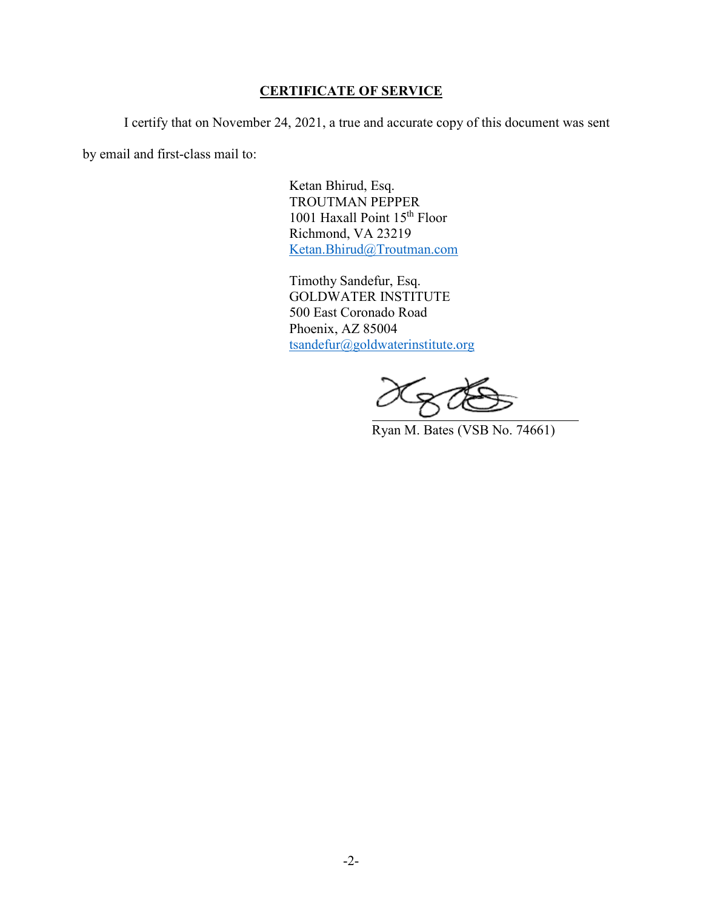## CERTIFICATE OF SERVICE

I certify that on November 24, 2021, a true and accurate copy of this document was sent by email and first-class mail to:

Ketan Bhirud, Esq.
TROUTMAN PEPPER
1001 Haxall Point 15th Floor
Richmond, VA 23219
Ketan.Bhirud@Troutman.com

Timothy Sandefur, Esq.
GOLDWATER INSTITUTE
500 East Coronado Road
Phoenix, AZ 85004
tsandefur@goldwaterinstitute.org

Ryan M. Bates (VSB No. 74661)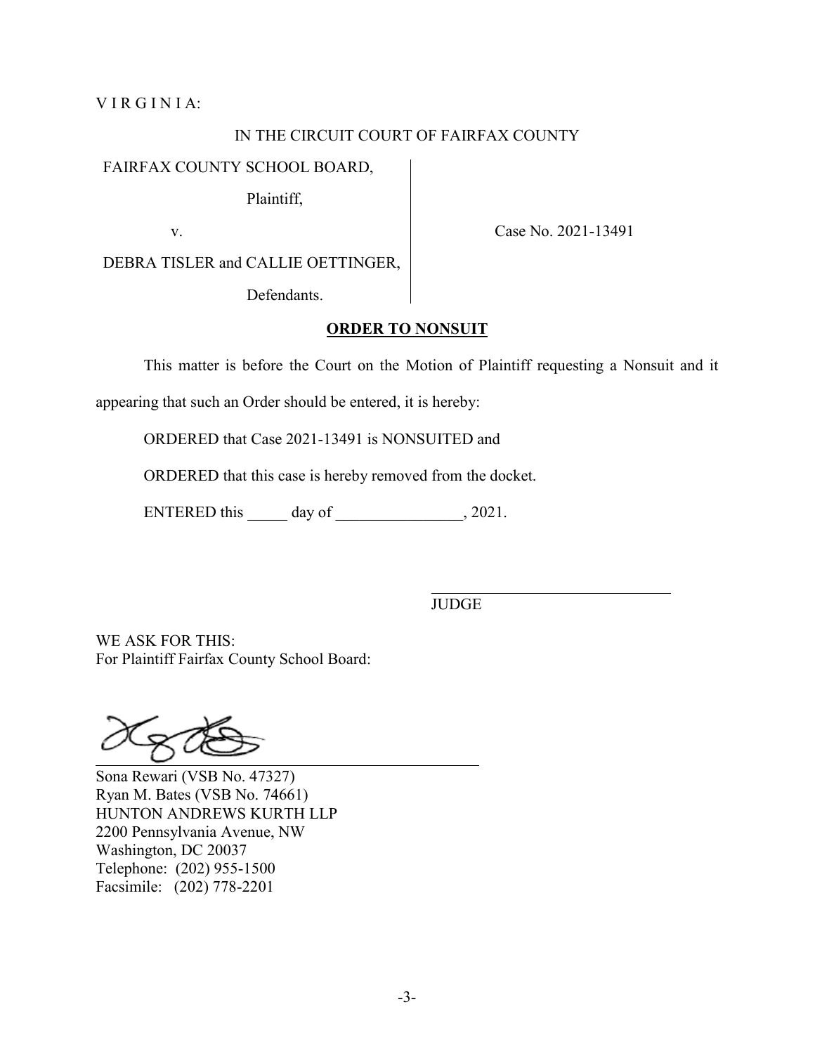V I R G I N I A:

IN THE CIRCUIT COURT OF FAIRFAX COUNTY

FAIRFAX COUNTY SCHOOL BOARD,

Plaintiff,

v.

DEBRA TISLER and CALLIE OETTINGER,

Defendants.

Case No. 2021-13491

**ORDER TO NONSUIT**

This matter is before the Court on the Motion of Plaintiff requesting a Nonsuit and it appearing that such an Order should be entered, it is hereby:

ORDERED that Case 2021-13491 is NONSUITED and

ORDERED that this case is hereby removed from the docket.

ENTERED this _____ day of ________________, 2021.

_______________________________
JUDGE

WE ASK FOR THIS:
For Plaintiff Fairfax County School Board:

_______________________________________________
Sona Rewari (VSB No. 47327)
Ryan M. Bates (VSB No. 74661)
HUNTON ANDREWS KURTH LLP
2200 Pennsylvania Avenue, NW
Washington, DC 20037
Telephone: (202) 955-1500
Facsimile: (202) 778-2201